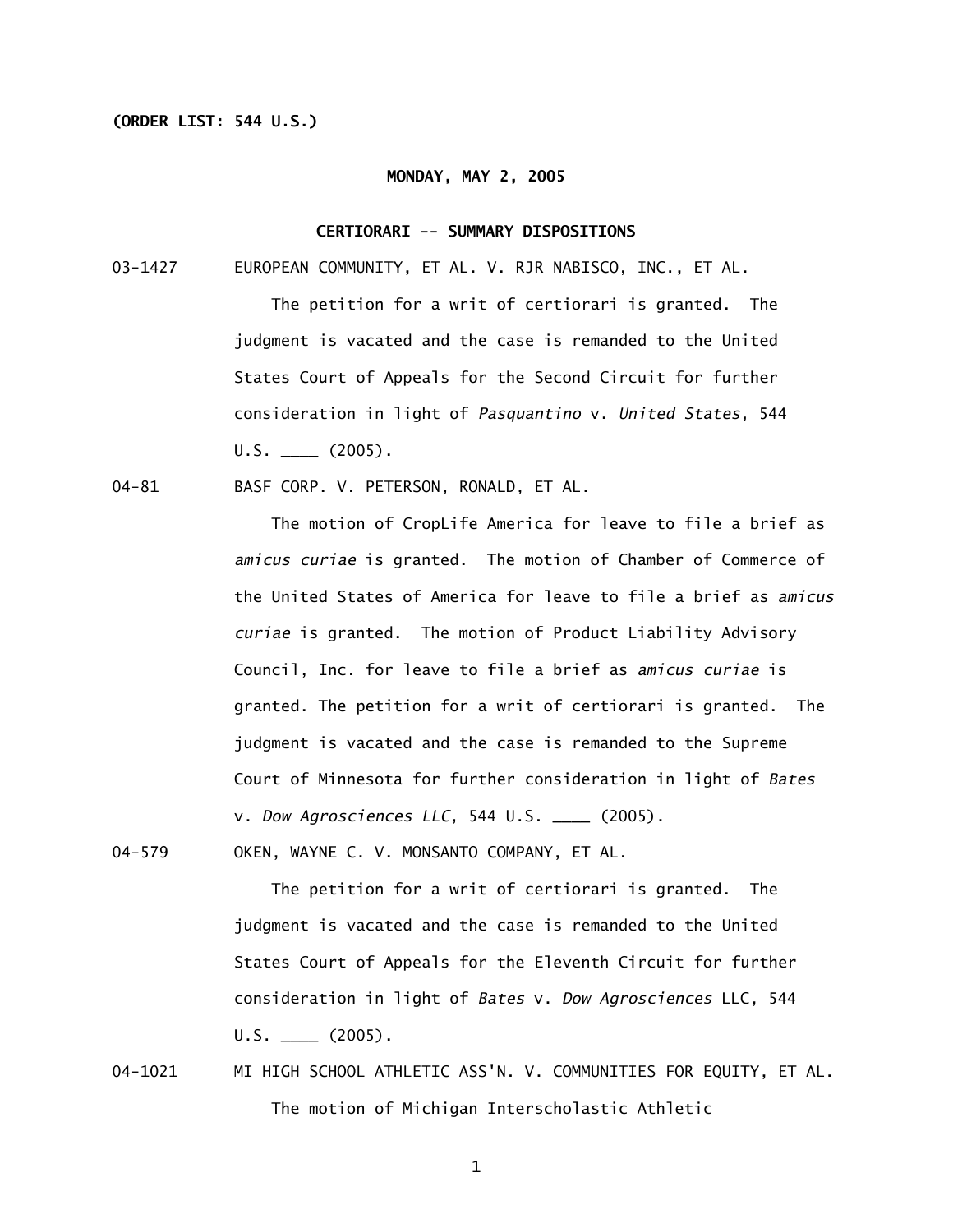**(ORDER LIST: 544 U.S.)**

**MONDAY, MAY 2, 2005**

**CERTIORARI -- SUMMARY DISPOSITIONS**

03-1427 EUROPEAN COMMUNITY, ET AL. V. RJR NABISCO, INC., ET AL.

The petition for a writ of certiorari is granted. The judgment is vacated and the case is remanded to the United States Court of Appeals for the Second Circuit for further consideration in light of *Pasquantino* v. *United States*, 544 U.S. ____ (2005).

04-81 BASF CORP. V. PETERSON, RONALD, ET AL.

The motion of CropLife America for leave to file a brief as *amicus curiae* is granted. The motion of Chamber of Commerce of the United States of America for leave to file a brief as *amicus curiae* is granted. The motion of Product Liability Advisory Council, Inc. for leave to file a brief as *amicus curiae* is granted. The petition for a writ of certiorari is granted. The judgment is vacated and the case is remanded to the Supreme Court of Minnesota for further consideration in light of *Bates* v. *Dow Agrosciences LLC*, 544 U.S. ____ (2005).

04-579 OKEN, WAYNE C. V. MONSANTO COMPANY, ET AL.

The petition for a writ of certiorari is granted. The judgment is vacated and the case is remanded to the United States Court of Appeals for the Eleventh Circuit for further consideration in light of *Bates* v. *Dow Agrosciences* LLC, 544 U.S. ____ (2005).

04-1021 MI HIGH SCHOOL ATHLETIC ASS'N. V. COMMUNITIES FOR EQUITY, ET AL.

The motion of Michigan Interscholastic Athletic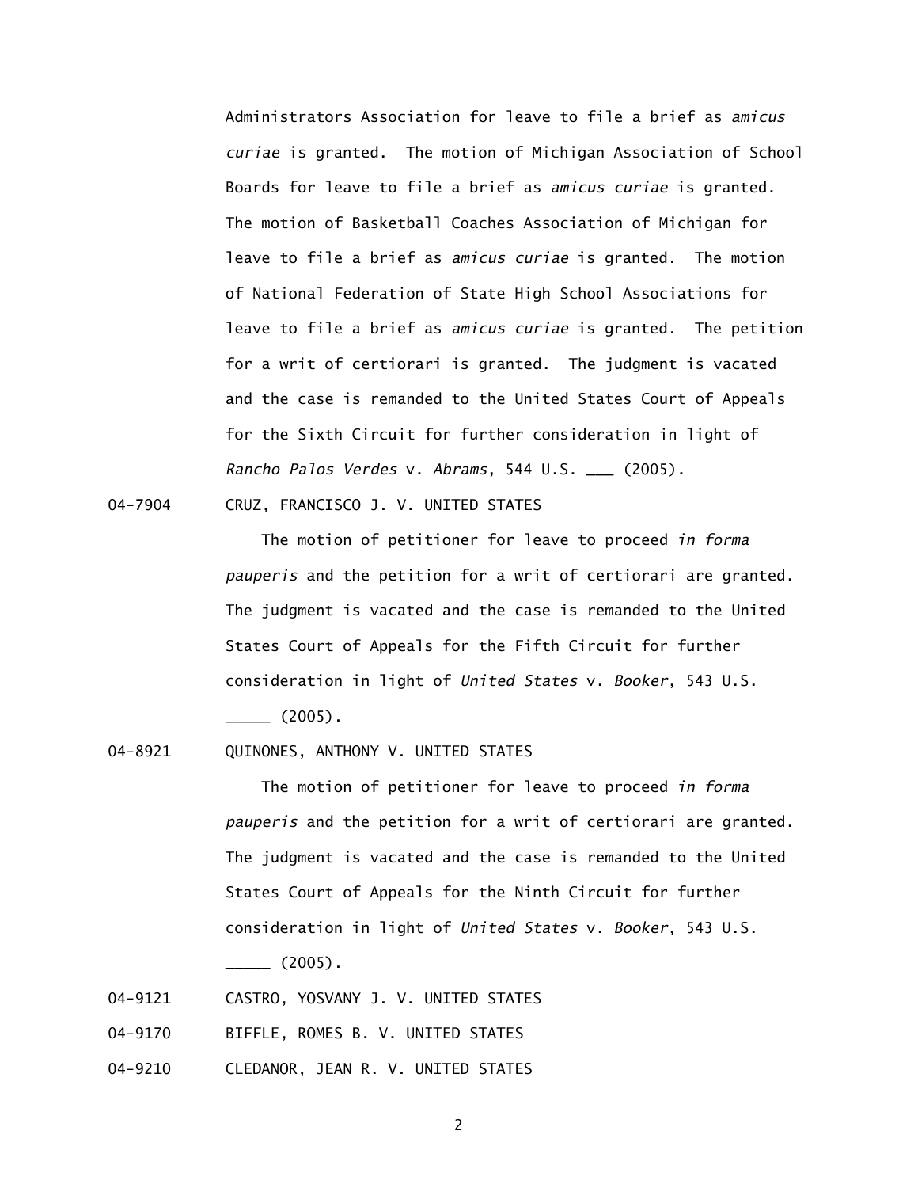Administrators Association for leave to file a brief as *amicus curiae* is granted. The motion of Michigan Association of School Boards for leave to file a brief as *amicus curiae* is granted. The motion of Basketball Coaches Association of Michigan for leave to file a brief as *amicus curiae* is granted. The motion of National Federation of State High School Associations for leave to file a brief as *amicus curiae* is granted. The petition for a writ of certiorari is granted. The judgment is vacated and the case is remanded to the United States Court of Appeals for the Sixth Circuit for further consideration in light of *Rancho Palos Verdes* v. *Abrams*, 544 U.S. ___ (2005).

04-7904 CRUZ, FRANCISCO J. V. UNITED STATES

The motion of petitioner for leave to proceed *in forma pauperis* and the petition for a writ of certiorari are granted. The judgment is vacated and the case is remanded to the United States Court of Appeals for the Fifth Circuit for further consideration in light of *United States* v. *Booker*, 543 U.S. _____ (2005).

04-8921 QUINONES, ANTHONY V. UNITED STATES

The motion of petitioner for leave to proceed *in forma pauperis* and the petition for a writ of certiorari are granted. The judgment is vacated and the case is remanded to the United States Court of Appeals for the Ninth Circuit for further consideration in light of *United States* v. *Booker*, 543 U.S. _____ (2005).

04-9121 CASTRO, YOSVANY J. V. UNITED STATES

04-9170 BIFFLE, ROMES B. V. UNITED STATES

04-9210 CLEDANOR, JEAN R. V. UNITED STATES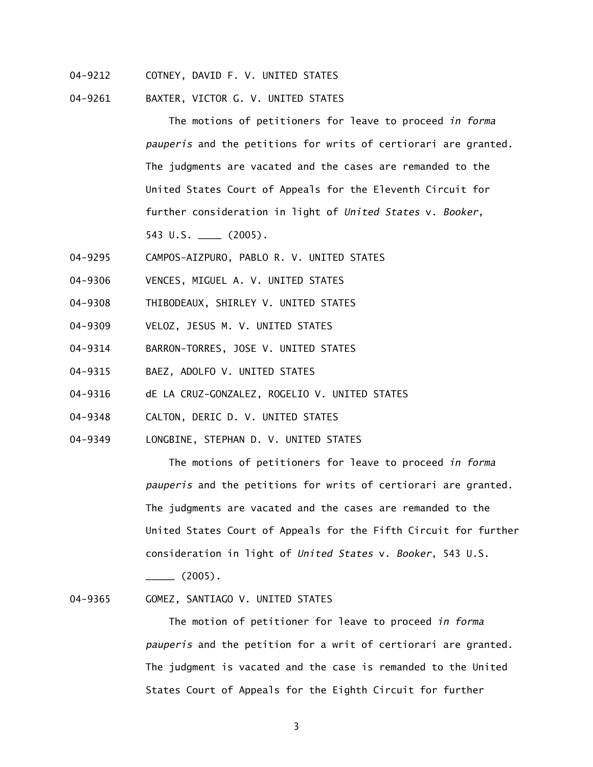04-9212 COTNEY, DAVID F. V. UNITED STATES

04-9261 BAXTER, VICTOR G. V. UNITED STATES

The motions of petitioners for leave to proceed *in forma pauperis* and the petitions for writs of certiorari are granted. The judgments are vacated and the cases are remanded to the United States Court of Appeals for the Eleventh Circuit for further consideration in light of *United States* v. *Booker*, 543 U.S. ____ (2005).

04-9295 CAMPOS-AIZPURO, PABLO R. V. UNITED STATES

04-9306 VENCES, MIGUEL A. V. UNITED STATES

04-9308 THIBODEAUX, SHIRLEY V. UNITED STATES

04-9309 VELOZ, JESUS M. V. UNITED STATES

04-9314 BARRON-TORRES, JOSE V. UNITED STATES

04-9315 BAEZ, ADOLFO V. UNITED STATES

04-9316 dE LA CRUZ-GONZALEZ, ROGELIO V. UNITED STATES

04-9348 CALTON, DERIC D. V. UNITED STATES

04-9349 LONGBINE, STEPHAN D. V. UNITED STATES

The motions of petitioners for leave to proceed *in forma pauperis* and the petitions for writs of certiorari are granted. The judgments are vacated and the cases are remanded to the United States Court of Appeals for the Fifth Circuit for further consideration in light of *United States* v. *Booker*, 543 U.S. _____ (2005).

04-9365 GOMEZ, SANTIAGO V. UNITED STATES

The motion of petitioner for leave to proceed *in forma pauperis* and the petition for a writ of certiorari are granted. The judgment is vacated and the case is remanded to the United States Court of Appeals for the Eighth Circuit for further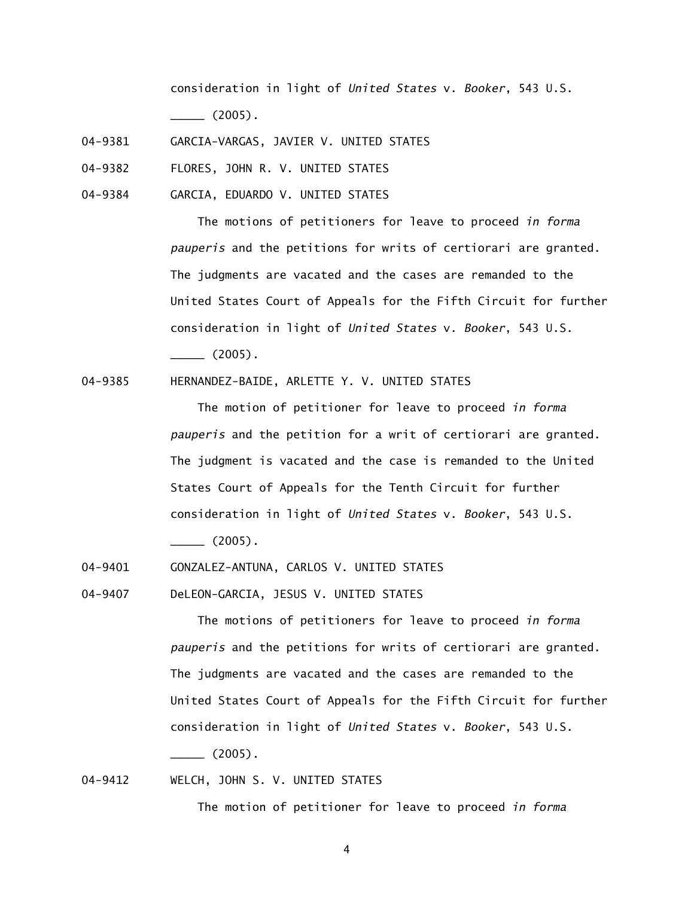consideration in light of *United States* v. *Booker*, 543 U.S. _____ (2005).

04-9381 GARCIA-VARGAS, JAVIER V. UNITED STATES

04-9382 FLORES, JOHN R. V. UNITED STATES

04-9384 GARCIA, EDUARDO V. UNITED STATES

The motions of petitioners for leave to proceed *in forma pauperis* and the petitions for writs of certiorari are granted. The judgments are vacated and the cases are remanded to the United States Court of Appeals for the Fifth Circuit for further consideration in light of *United States* v. *Booker*, 543 U.S. _____ (2005).

04-9385 HERNANDEZ-BAIDE, ARLETTE Y. V. UNITED STATES

The motion of petitioner for leave to proceed *in forma pauperis* and the petition for a writ of certiorari are granted. The judgment is vacated and the case is remanded to the United States Court of Appeals for the Tenth Circuit for further consideration in light of *United States* v. *Booker*, 543 U.S. _____ (2005).

04-9401 GONZALEZ-ANTUNA, CARLOS V. UNITED STATES

04-9407 DeLEON-GARCIA, JESUS V. UNITED STATES

The motions of petitioners for leave to proceed *in forma pauperis* and the petitions for writs of certiorari are granted. The judgments are vacated and the cases are remanded to the United States Court of Appeals for the Fifth Circuit for further consideration in light of *United States* v. *Booker*, 543 U.S. _____ (2005).

04-9412 WELCH, JOHN S. V. UNITED STATES

The motion of petitioner for leave to proceed *in forma*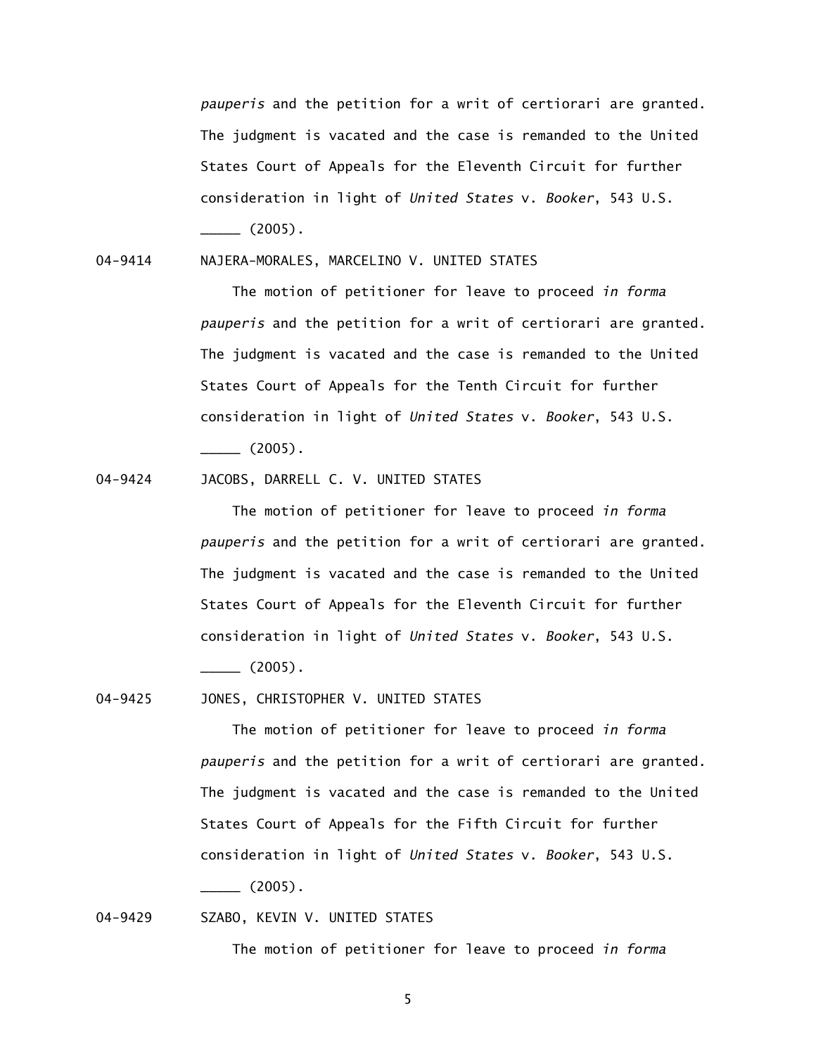*pauperis* and the petition for a writ of certiorari are granted. The judgment is vacated and the case is remanded to the United States Court of Appeals for the Eleventh Circuit for further consideration in light of *United States* v. *Booker*, 543 U.S. _____ (2005).

04-9414 NAJERA-MORALES, MARCELINO V. UNITED STATES

The motion of petitioner for leave to proceed *in forma pauperis* and the petition for a writ of certiorari are granted. The judgment is vacated and the case is remanded to the United States Court of Appeals for the Tenth Circuit for further consideration in light of *United States* v. *Booker*, 543 U.S. _____ (2005).

04-9424 JACOBS, DARRELL C. V. UNITED STATES

The motion of petitioner for leave to proceed *in forma pauperis* and the petition for a writ of certiorari are granted. The judgment is vacated and the case is remanded to the United States Court of Appeals for the Eleventh Circuit for further consideration in light of *United States* v. *Booker*, 543 U.S. _____ (2005).

04-9425 JONES, CHRISTOPHER V. UNITED STATES

The motion of petitioner for leave to proceed *in forma pauperis* and the petition for a writ of certiorari are granted. The judgment is vacated and the case is remanded to the United States Court of Appeals for the Fifth Circuit for further consideration in light of *United States* v. *Booker*, 543 U.S. _____ (2005).

04-9429 SZABO, KEVIN V. UNITED STATES

The motion of petitioner for leave to proceed *in forma*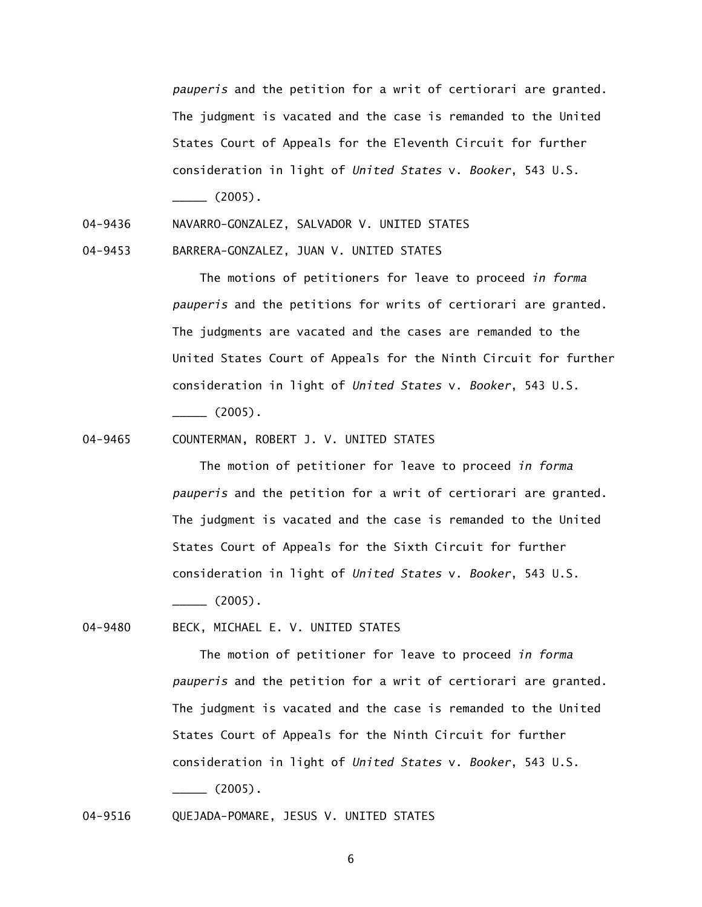*pauperis* and the petition for a writ of certiorari are granted. The judgment is vacated and the case is remanded to the United States Court of Appeals for the Eleventh Circuit for further consideration in light of *United States* v. *Booker*, 543 U.S. _____ (2005).

04-9436 NAVARRO-GONZALEZ, SALVADOR V. UNITED STATES

04-9453 BARRERA-GONZALEZ, JUAN V. UNITED STATES

The motions of petitioners for leave to proceed *in forma pauperis* and the petitions for writs of certiorari are granted. The judgments are vacated and the cases are remanded to the United States Court of Appeals for the Ninth Circuit for further consideration in light of *United States* v. *Booker*, 543 U.S. _____ (2005).

04-9465 COUNTERMAN, ROBERT J. V. UNITED STATES

The motion of petitioner for leave to proceed *in forma pauperis* and the petition for a writ of certiorari are granted. The judgment is vacated and the case is remanded to the United States Court of Appeals for the Sixth Circuit for further consideration in light of *United States* v. *Booker*, 543 U.S. _____ (2005).

04-9480 BECK, MICHAEL E. V. UNITED STATES

The motion of petitioner for leave to proceed *in forma pauperis* and the petition for a writ of certiorari are granted. The judgment is vacated and the case is remanded to the United States Court of Appeals for the Ninth Circuit for further consideration in light of *United States* v. *Booker*, 543 U.S. _____ (2005).

04-9516 QUEJADA-POMARE, JESUS V. UNITED STATES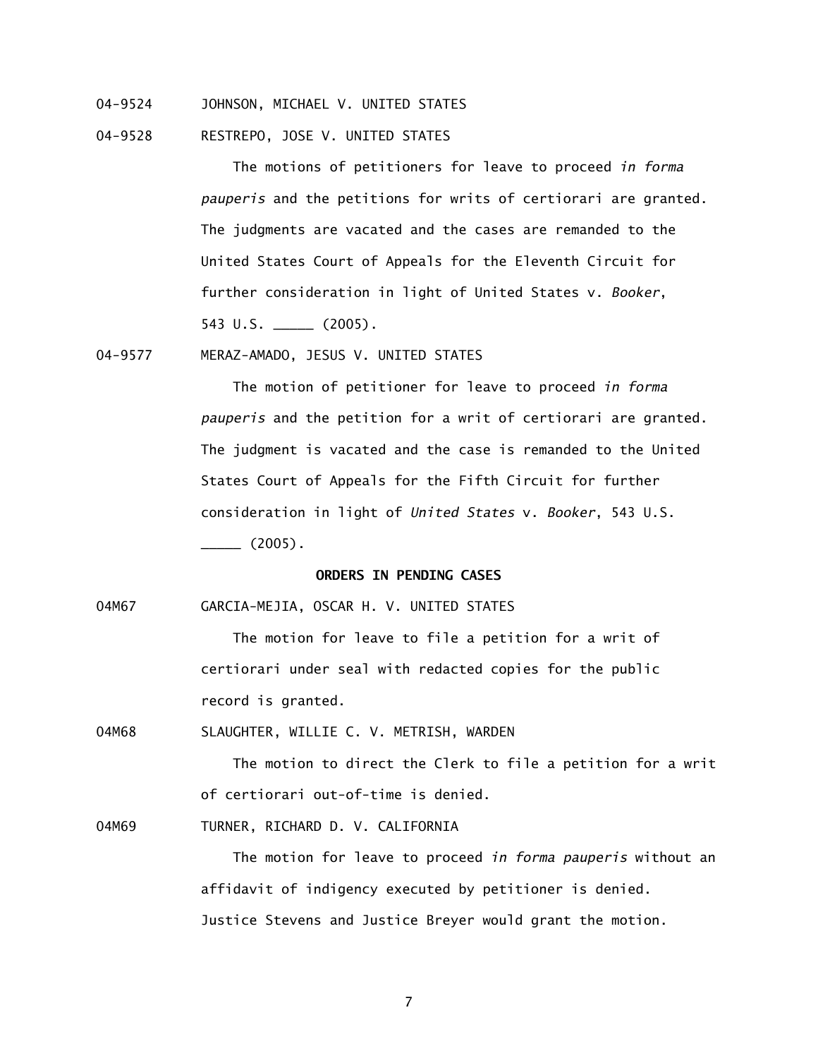04-9524 JOHNSON, MICHAEL V. UNITED STATES

04-9528 RESTREPO, JOSE V. UNITED STATES

The motions of petitioners for leave to proceed *in forma pauperis* and the petitions for writs of certiorari are granted. The judgments are vacated and the cases are remanded to the United States Court of Appeals for the Eleventh Circuit for further consideration in light of United States v. *Booker*, 543 U.S. _____ (2005).

04-9577 MERAZ-AMADO, JESUS V. UNITED STATES

The motion of petitioner for leave to proceed *in forma pauperis* and the petition for a writ of certiorari are granted. The judgment is vacated and the case is remanded to the United States Court of Appeals for the Fifth Circuit for further consideration in light of *United States* v. *Booker*, 543 U.S. _____ (2005).

**ORDERS IN PENDING CASES**

04M67 GARCIA-MEJIA, OSCAR H. V. UNITED STATES

The motion for leave to file a petition for a writ of certiorari under seal with redacted copies for the public record is granted.

04M68 SLAUGHTER, WILLIE C. V. METRISH, WARDEN

The motion to direct the Clerk to file a petition for a writ of certiorari out-of-time is denied.

04M69 TURNER, RICHARD D. V. CALIFORNIA

The motion for leave to proceed *in forma pauperis* without an affidavit of indigency executed by petitioner is denied. Justice Stevens and Justice Breyer would grant the motion.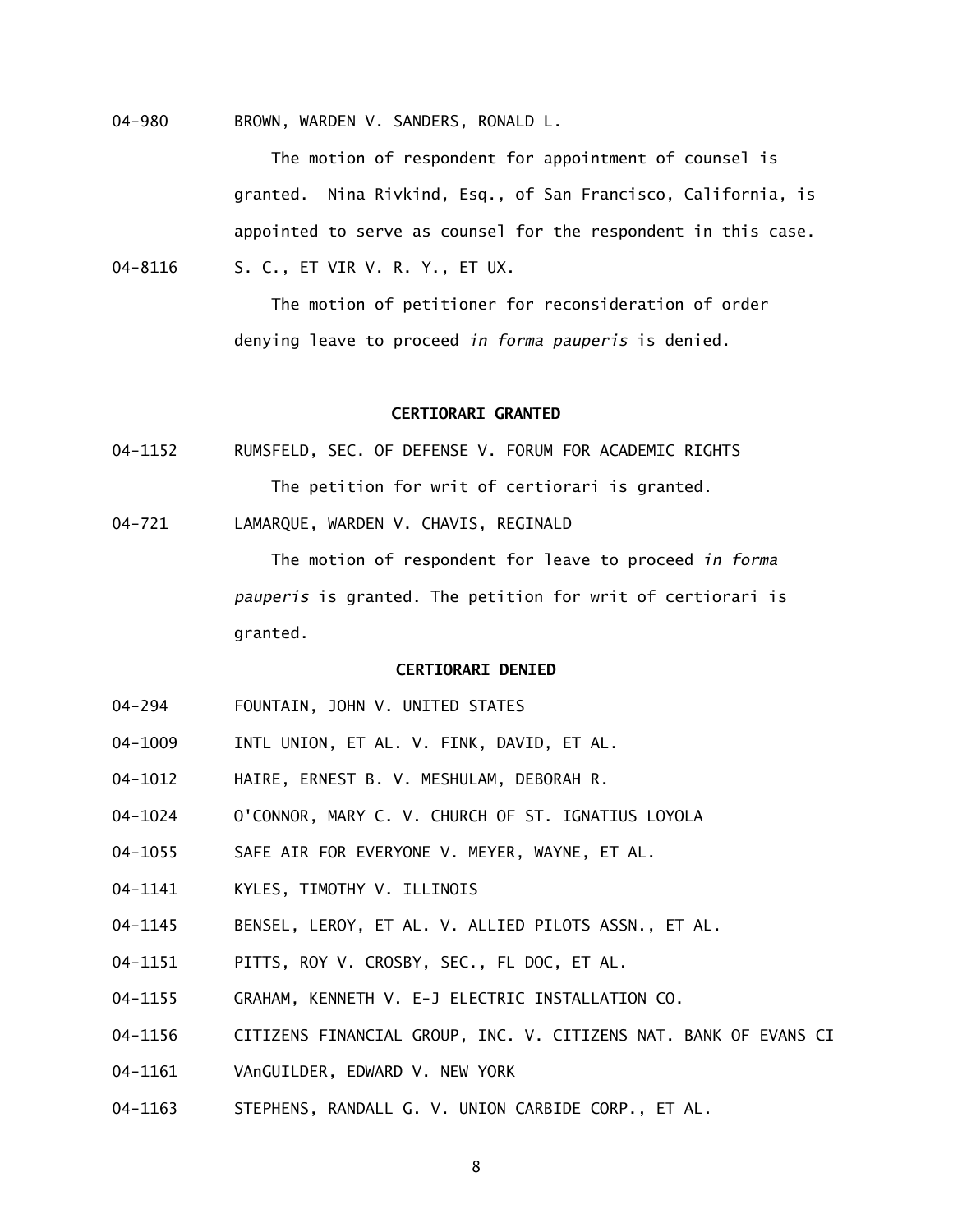04-980 BROWN, WARDEN V. SANDERS, RONALD L.

The motion of respondent for appointment of counsel is granted. Nina Rivkind, Esq., of San Francisco, California, is appointed to serve as counsel for the respondent in this case.

04-8116 S. C., ET VIR V. R. Y., ET UX.

The motion of petitioner for reconsideration of order denying leave to proceed *in forma pauperis* is denied.

## CERTIORARI GRANTED

04-1152 RUMSFELD, SEC. OF DEFENSE V. FORUM FOR ACADEMIC RIGHTS

The petition for writ of certiorari is granted.

04-721 LAMARQUE, WARDEN V. CHAVIS, REGINALD

The motion of respondent for leave to proceed *in forma pauperis* is granted. The petition for writ of certiorari is granted.

## CERTIORARI DENIED

04-294 FOUNTAIN, JOHN V. UNITED STATES

04-1009 INTL UNION, ET AL. V. FINK, DAVID, ET AL.

04-1012 HAIRE, ERNEST B. V. MESHULAM, DEBORAH R.

04-1024 O'CONNOR, MARY C. V. CHURCH OF ST. IGNATIUS LOYOLA

04-1055 SAFE AIR FOR EVERYONE V. MEYER, WAYNE, ET AL.

04-1141 KYLES, TIMOTHY V. ILLINOIS

04-1145 BENSEL, LEROY, ET AL. V. ALLIED PILOTS ASSN., ET AL.

04-1151 PITTS, ROY V. CROSBY, SEC., FL DOC, ET AL.

04-1155 GRAHAM, KENNETH V. E-J ELECTRIC INSTALLATION CO.

04-1156 CITIZENS FINANCIAL GROUP, INC. V. CITIZENS NAT. BANK OF EVANS CI

04-1161 VAnGUILDER, EDWARD V. NEW YORK

04-1163 STEPHENS, RANDALL G. V. UNION CARBIDE CORP., ET AL.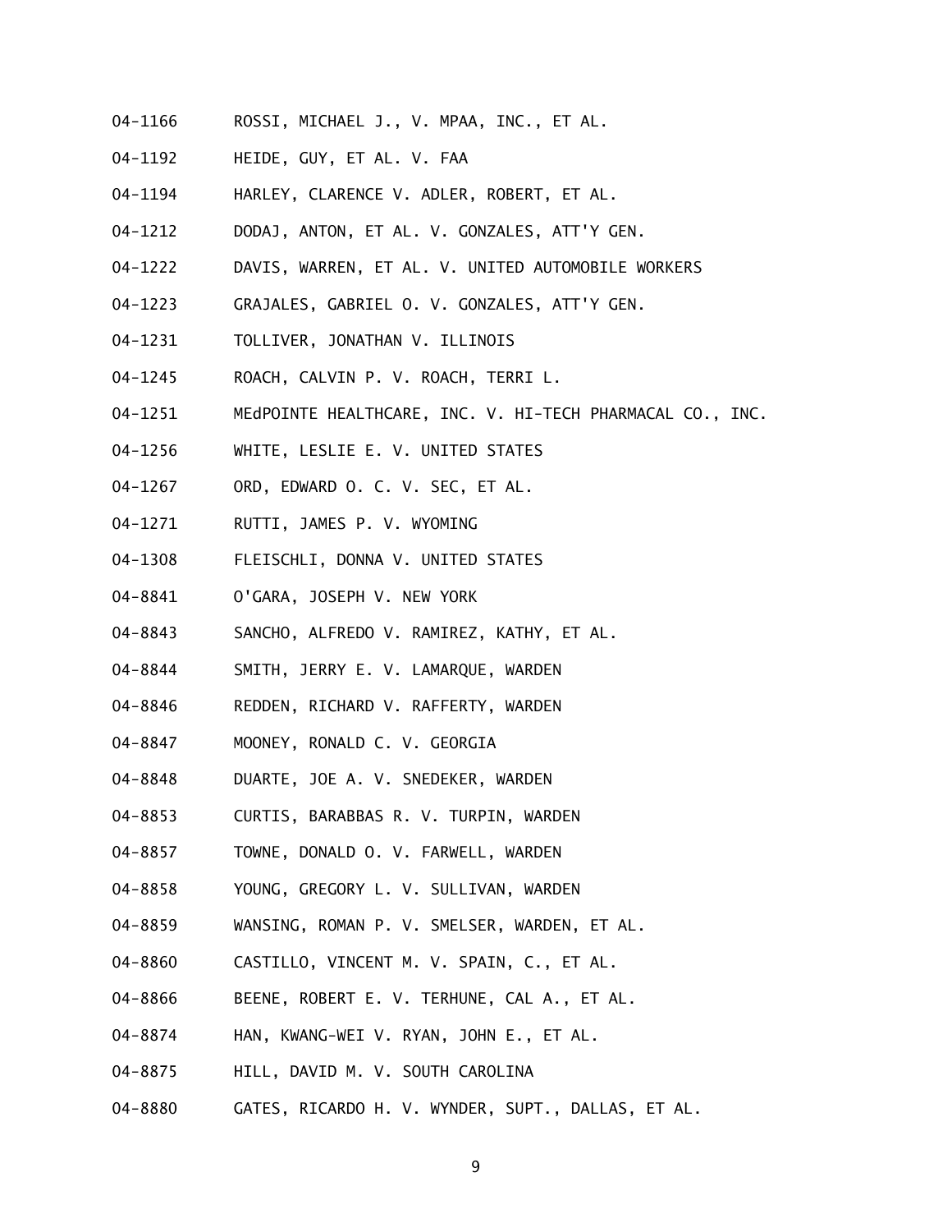04-1166 ROSSI, MICHAEL J., V. MPAA, INC., ET AL.

04-1192 HEIDE, GUY, ET AL. V. FAA

04-1194 HARLEY, CLARENCE V. ADLER, ROBERT, ET AL.

04-1212 DODAJ, ANTON, ET AL. V. GONZALES, ATT'Y GEN.

04-1222 DAVIS, WARREN, ET AL. V. UNITED AUTOMOBILE WORKERS

04-1223 GRAJALES, GABRIEL O. V. GONZALES, ATT'Y GEN.

04-1231 TOLLIVER, JONATHAN V. ILLINOIS

04-1245 ROACH, CALVIN P. V. ROACH, TERRI L.

04-1251 MEdPOINTE HEALTHCARE, INC. V. HI-TECH PHARMACAL CO., INC.

04-1256 WHITE, LESLIE E. V. UNITED STATES

04-1267 ORD, EDWARD O. C. V. SEC, ET AL.

04-1271 RUTTI, JAMES P. V. WYOMING

04-1308 FLEISCHLI, DONNA V. UNITED STATES

04-8841 O'GARA, JOSEPH V. NEW YORK

04-8843 SANCHO, ALFREDO V. RAMIREZ, KATHY, ET AL.

04-8844 SMITH, JERRY E. V. LAMARQUE, WARDEN

04-8846 REDDEN, RICHARD V. RAFFERTY, WARDEN

04-8847 MOONEY, RONALD C. V. GEORGIA

04-8848 DUARTE, JOE A. V. SNEDEKER, WARDEN

04-8853 CURTIS, BARABBAS R. V. TURPIN, WARDEN

04-8857 TOWNE, DONALD O. V. FARWELL, WARDEN

04-8858 YOUNG, GREGORY L. V. SULLIVAN, WARDEN

04-8859 WANSING, ROMAN P. V. SMELSER, WARDEN, ET AL.

04-8860 CASTILLO, VINCENT M. V. SPAIN, C., ET AL.

04-8866 BEENE, ROBERT E. V. TERHUNE, CAL A., ET AL.

04-8874 HAN, KWANG-WEI V. RYAN, JOHN E., ET AL.

04-8875 HILL, DAVID M. V. SOUTH CAROLINA

04-8880 GATES, RICARDO H. V. WYNDER, SUPT., DALLAS, ET AL.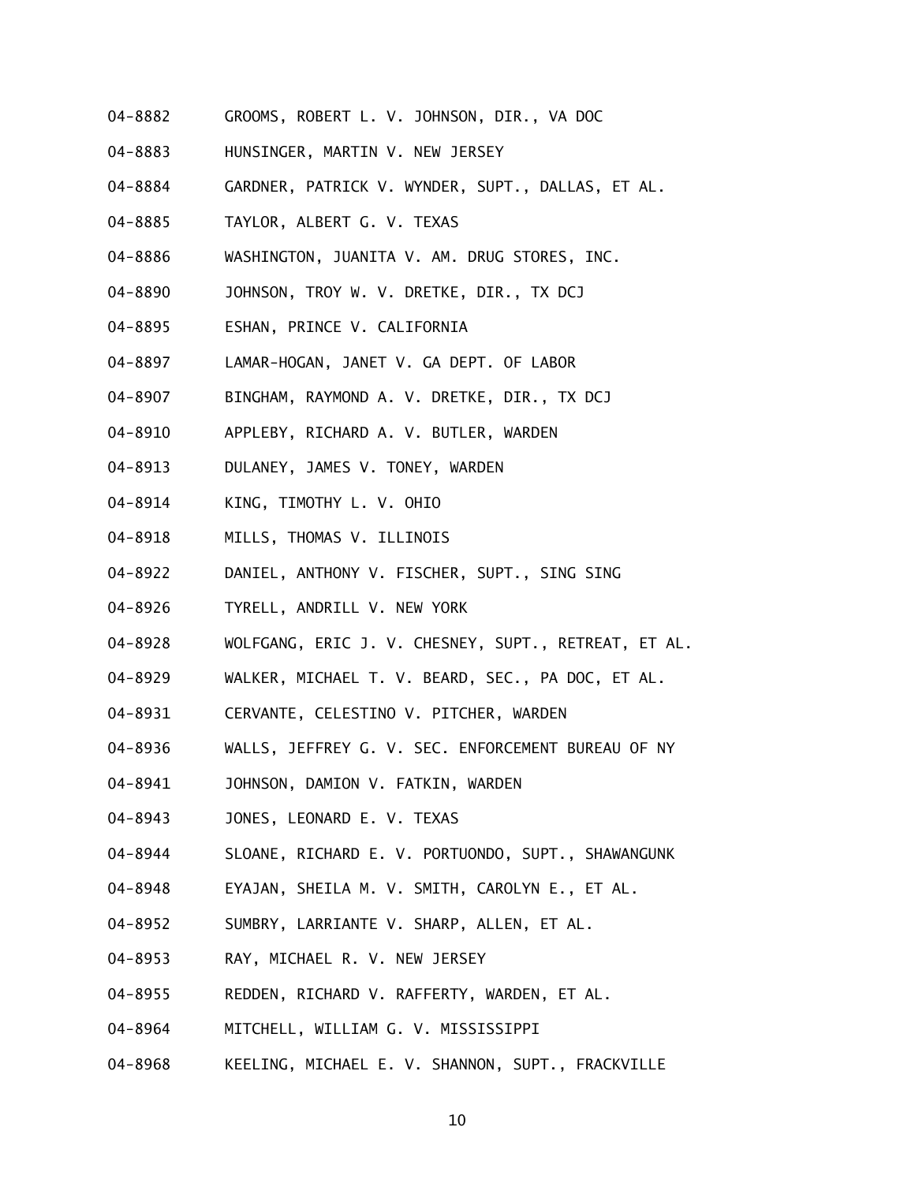04-8882 GROOMS, ROBERT L. V. JOHNSON, DIR., VA DOC

04-8883 HUNSINGER, MARTIN V. NEW JERSEY

04-8884 GARDNER, PATRICK V. WYNDER, SUPT., DALLAS, ET AL.

04-8885 TAYLOR, ALBERT G. V. TEXAS

04-8886 WASHINGTON, JUANITA V. AM. DRUG STORES, INC.

04-8890 JOHNSON, TROY W. V. DRETKE, DIR., TX DCJ

04-8895 ESHAN, PRINCE V. CALIFORNIA

04-8897 LAMAR-HOGAN, JANET V. GA DEPT. OF LABOR

04-8907 BINGHAM, RAYMOND A. V. DRETKE, DIR., TX DCJ

04-8910 APPLEBY, RICHARD A. V. BUTLER, WARDEN

04-8913 DULANEY, JAMES V. TONEY, WARDEN

04-8914 KING, TIMOTHY L. V. OHIO

04-8918 MILLS, THOMAS V. ILLINOIS

04-8922 DANIEL, ANTHONY V. FISCHER, SUPT., SING SING

04-8926 TYRELL, ANDRILL V. NEW YORK

04-8928 WOLFGANG, ERIC J. V. CHESNEY, SUPT., RETREAT, ET AL.

04-8929 WALKER, MICHAEL T. V. BEARD, SEC., PA DOC, ET AL.

04-8931 CERVANTE, CELESTINO V. PITCHER, WARDEN

04-8936 WALLS, JEFFREY G. V. SEC. ENFORCEMENT BUREAU OF NY

04-8941 JOHNSON, DAMION V. FATKIN, WARDEN

04-8943 JONES, LEONARD E. V. TEXAS

04-8944 SLOANE, RICHARD E. V. PORTUONDO, SUPT., SHAWANGUNK

04-8948 EYAJAN, SHEILA M. V. SMITH, CAROLYN E., ET AL.

04-8952 SUMBRY, LARRIANTE V. SHARP, ALLEN, ET AL.

04-8953 RAY, MICHAEL R. V. NEW JERSEY

04-8955 REDDEN, RICHARD V. RAFFERTY, WARDEN, ET AL.

04-8964 MITCHELL, WILLIAM G. V. MISSISSIPPI

04-8968 KEELING, MICHAEL E. V. SHANNON, SUPT., FRACKVILLE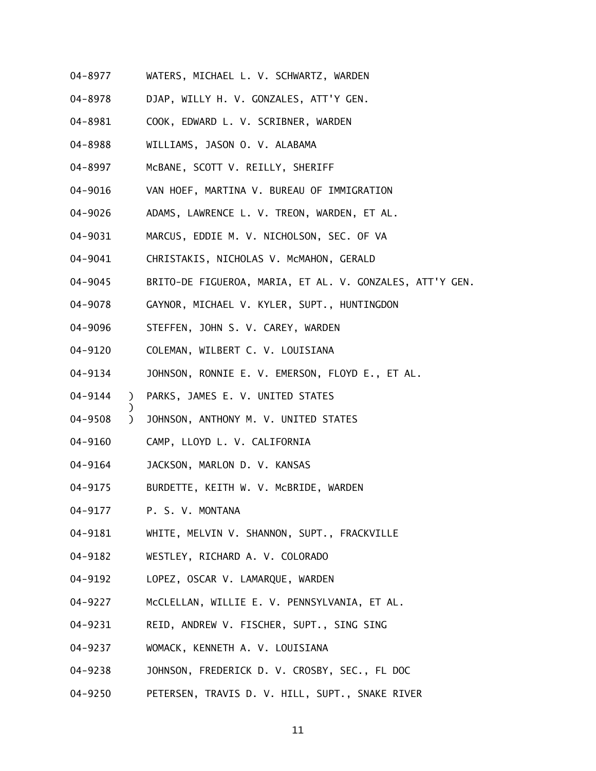04-8977 WATERS, MICHAEL L. V. SCHWARTZ, WARDEN

04-8978 DJAP, WILLY H. V. GONZALES, ATT'Y GEN.

04-8981 COOK, EDWARD L. V. SCRIBNER, WARDEN

04-8988 WILLIAMS, JASON O. V. ALABAMA

04-8997 McBANE, SCOTT V. REILLY, SHERIFF

04-9016 VAN HOEF, MARTINA V. BUREAU OF IMMIGRATION

04-9026 ADAMS, LAWRENCE L. V. TREON, WARDEN, ET AL.

04-9031 MARCUS, EDDIE M. V. NICHOLSON, SEC. OF VA

04-9041 CHRISTAKIS, NICHOLAS V. McMAHON, GERALD

04-9045 BRITO-DE FIGUEROA, MARIA, ET AL. V. GONZALES, ATT'Y GEN.

04-9078 GAYNOR, MICHAEL V. KYLER, SUPT., HUNTINGDON

04-9096 STEFFEN, JOHN S. V. CAREY, WARDEN

04-9120 COLEMAN, WILBERT C. V. LOUISIANA

04-9134 JOHNSON, RONNIE E. V. EMERSON, FLOYD E., ET AL.

04-9144 ) PARKS, JAMES E. V. UNITED STATES
)
04-9508 ) JOHNSON, ANTHONY M. V. UNITED STATES

04-9160 CAMP, LLOYD L. V. CALIFORNIA

04-9164 JACKSON, MARLON D. V. KANSAS

04-9175 BURDETTE, KEITH W. V. McBRIDE, WARDEN

04-9177 P. S. V. MONTANA

04-9181 WHITE, MELVIN V. SHANNON, SUPT., FRACKVILLE

04-9182 WESTLEY, RICHARD A. V. COLORADO

04-9192 LOPEZ, OSCAR V. LAMARQUE, WARDEN

04-9227 McCLELLAN, WILLIE E. V. PENNSYLVANIA, ET AL.

04-9231 REID, ANDREW V. FISCHER, SUPT., SING SING

04-9237 WOMACK, KENNETH A. V. LOUISIANA

04-9238 JOHNSON, FREDERICK D. V. CROSBY, SEC., FL DOC

04-9250 PETERSEN, TRAVIS D. V. HILL, SUPT., SNAKE RIVER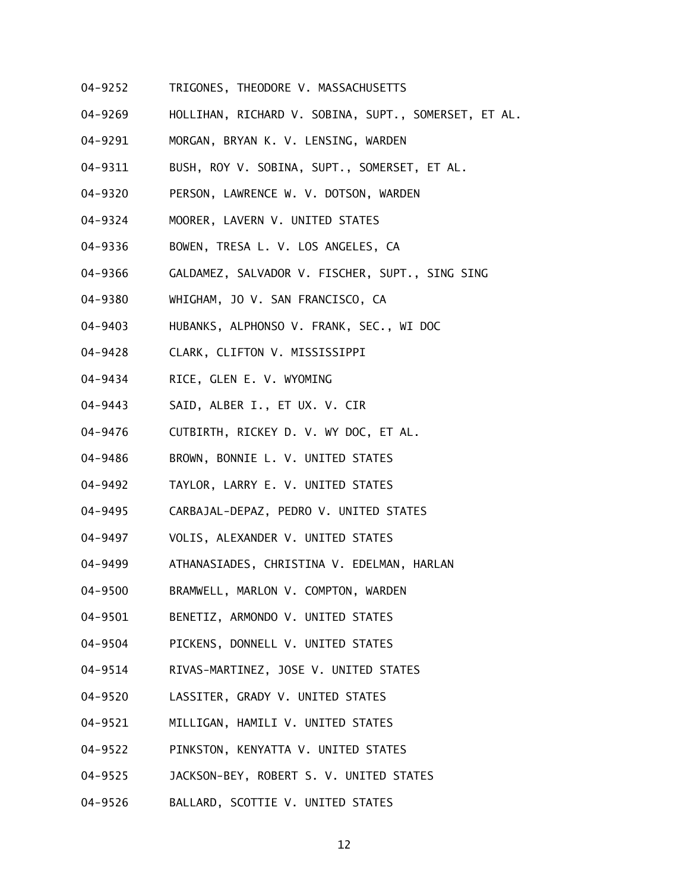04-9252 TRIGONES, THEODORE V. MASSACHUSETTS

04-9269 HOLLIHAN, RICHARD V. SOBINA, SUPT., SOMERSET, ET AL.

04-9291 MORGAN, BRYAN K. V. LENSING, WARDEN

04-9311 BUSH, ROY V. SOBINA, SUPT., SOMERSET, ET AL.

04-9320 PERSON, LAWRENCE W. V. DOTSON, WARDEN

04-9324 MOORER, LAVERN V. UNITED STATES

04-9336 BOWEN, TRESA L. V. LOS ANGELES, CA

04-9366 GALDAMEZ, SALVADOR V. FISCHER, SUPT., SING SING

04-9380 WHIGHAM, JO V. SAN FRANCISCO, CA

04-9403 HUBANKS, ALPHONSO V. FRANK, SEC., WI DOC

04-9428 CLARK, CLIFTON V. MISSISSIPPI

04-9434 RICE, GLEN E. V. WYOMING

04-9443 SAID, ALBER I., ET UX. V. CIR

04-9476 CUTBIRTH, RICKEY D. V. WY DOC, ET AL.

04-9486 BROWN, BONNIE L. V. UNITED STATES

04-9492 TAYLOR, LARRY E. V. UNITED STATES

04-9495 CARBAJAL-DEPAZ, PEDRO V. UNITED STATES

04-9497 VOLIS, ALEXANDER V. UNITED STATES

04-9499 ATHANASIADES, CHRISTINA V. EDELMAN, HARLAN

04-9500 BRAMWELL, MARLON V. COMPTON, WARDEN

04-9501 BENETIZ, ARMONDO V. UNITED STATES

04-9504 PICKENS, DONNELL V. UNITED STATES

04-9514 RIVAS-MARTINEZ, JOSE V. UNITED STATES

04-9520 LASSITER, GRADY V. UNITED STATES

04-9521 MILLIGAN, HAMILI V. UNITED STATES

04-9522 PINKSTON, KENYATTA V. UNITED STATES

04-9525 JACKSON-BEY, ROBERT S. V. UNITED STATES

04-9526 BALLARD, SCOTTIE V. UNITED STATES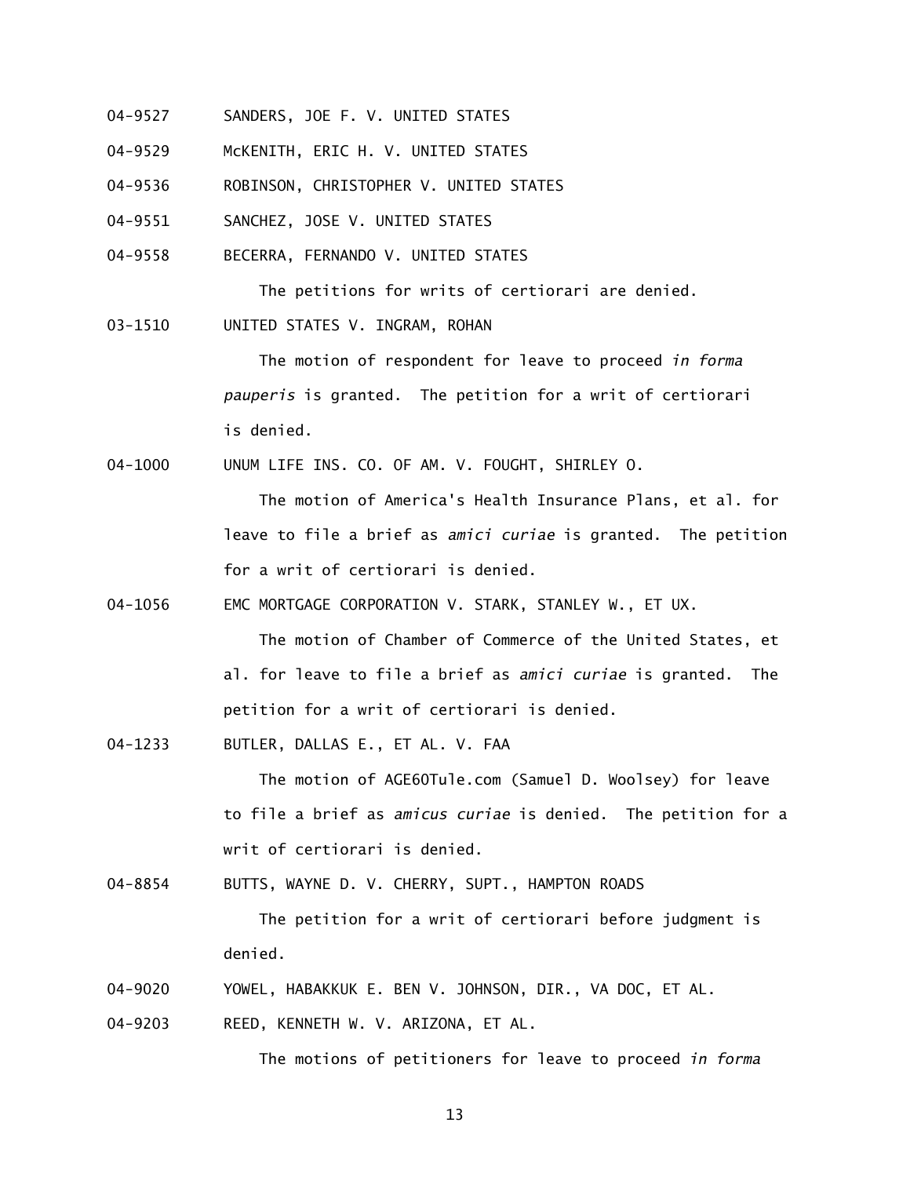04-9527 SANDERS, JOE F. V. UNITED STATES

04-9529 McKENITH, ERIC H. V. UNITED STATES

04-9536 ROBINSON, CHRISTOPHER V. UNITED STATES

04-9551 SANCHEZ, JOSE V. UNITED STATES

04-9558 BECERRA, FERNANDO V. UNITED STATES

The petitions for writs of certiorari are denied.

03-1510 UNITED STATES V. INGRAM, ROHAN

The motion of respondent for leave to proceed *in forma pauperis* is granted. The petition for a writ of certiorari is denied.

04-1000 UNUM LIFE INS. CO. OF AM. V. FOUGHT, SHIRLEY O.

The motion of America's Health Insurance Plans, et al. for leave to file a brief as *amici curiae* is granted. The petition for a writ of certiorari is denied.

04-1056 EMC MORTGAGE CORPORATION V. STARK, STANLEY W., ET UX.

The motion of Chamber of Commerce of the United States, et al. for leave to file a brief as *amici curiae* is granted. The petition for a writ of certiorari is denied.

04-1233 BUTLER, DALLAS E., ET AL. V. FAA

The motion of AGE60Tule.com (Samuel D. Woolsey) for leave to file a brief as *amicus curiae* is denied. The petition for a writ of certiorari is denied.

04-8854 BUTTS, WAYNE D. V. CHERRY, SUPT., HAMPTON ROADS

The petition for a writ of certiorari before judgment is denied.

04-9020 YOWEL, HABAKKUK E. BEN V. JOHNSON, DIR., VA DOC, ET AL.

04-9203 REED, KENNETH W. V. ARIZONA, ET AL.

The motions of petitioners for leave to proceed *in forma*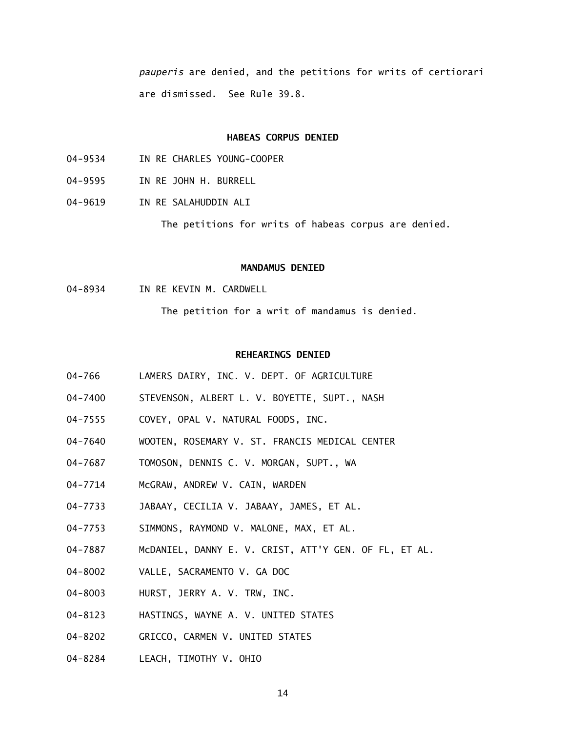*pauperis* are denied, and the petitions for writs of certiorari are dismissed. See Rule 39.8.

**HABEAS CORPUS DENIED**

04-9534 IN RE CHARLES YOUNG-COOPER

04-9595 IN RE JOHN H. BURRELL

04-9619 IN RE SALAHUDDIN ALI

The petitions for writs of habeas corpus are denied.

**MANDAMUS DENIED**

04-8934 IN RE KEVIN M. CARDWELL

The petition for a writ of mandamus is denied.

**REHEARINGS DENIED**

04-766 LAMERS DAIRY, INC. V. DEPT. OF AGRICULTURE

04-7400 STEVENSON, ALBERT L. V. BOYETTE, SUPT., NASH

04-7555 COVEY, OPAL V. NATURAL FOODS, INC.

04-7640 WOOTEN, ROSEMARY V. ST. FRANCIS MEDICAL CENTER

04-7687 TOMOSON, DENNIS C. V. MORGAN, SUPT., WA

04-7714 McGRAW, ANDREW V. CAIN, WARDEN

04-7733 JABAAY, CECILIA V. JABAAY, JAMES, ET AL.

04-7753 SIMMONS, RAYMOND V. MALONE, MAX, ET AL.

04-7887 McDANIEL, DANNY E. V. CRIST, ATT'Y GEN. OF FL, ET AL.

04-8002 VALLE, SACRAMENTO V. GA DOC

04-8003 HURST, JERRY A. V. TRW, INC.

04-8123 HASTINGS, WAYNE A. V. UNITED STATES

04-8202 GRICCO, CARMEN V. UNITED STATES

04-8284 LEACH, TIMOTHY V. OHIO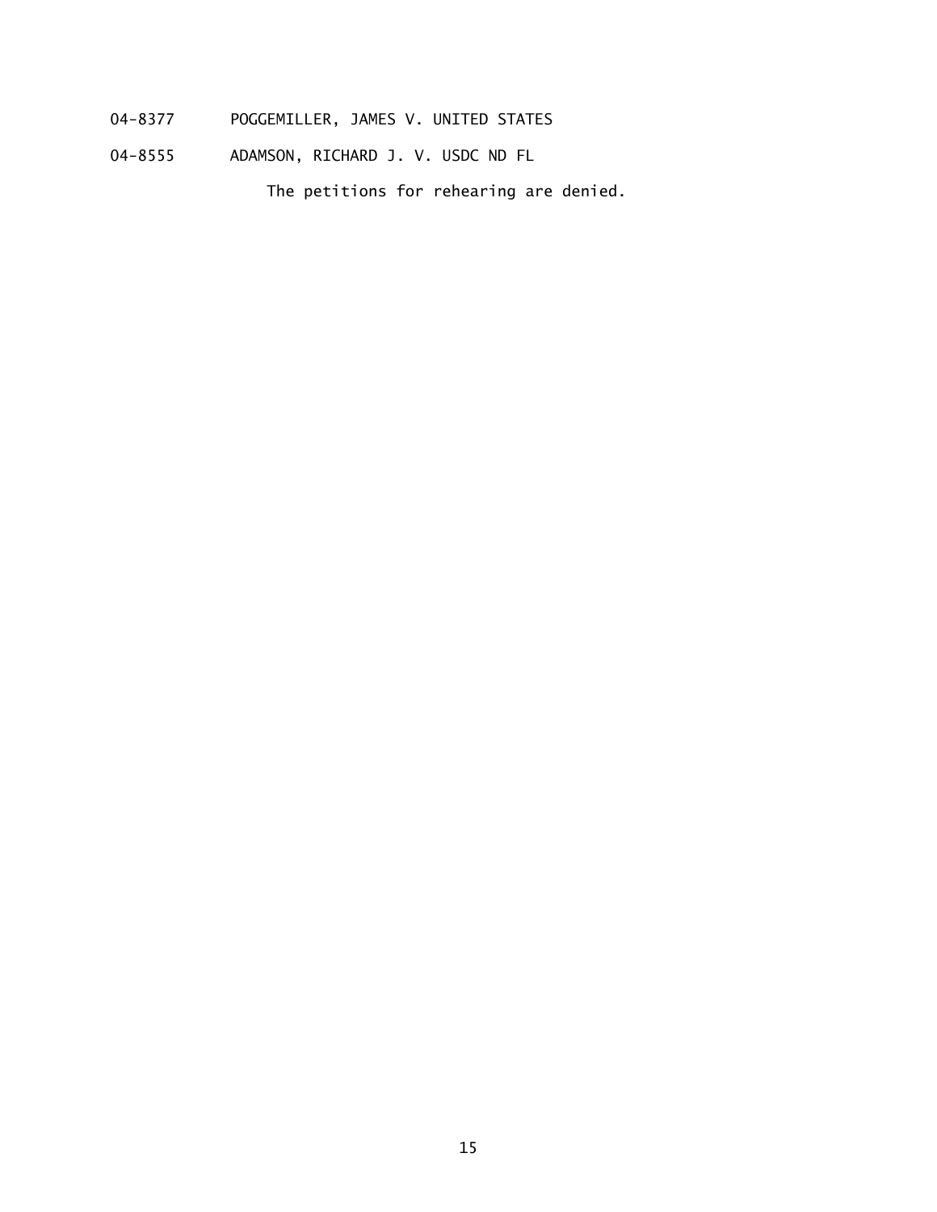04-8377 POGGEMILLER, JAMES V. UNITED STATES

04-8555 ADAMSON, RICHARD J. V. USDC ND FL

The petitions for rehearing are denied.